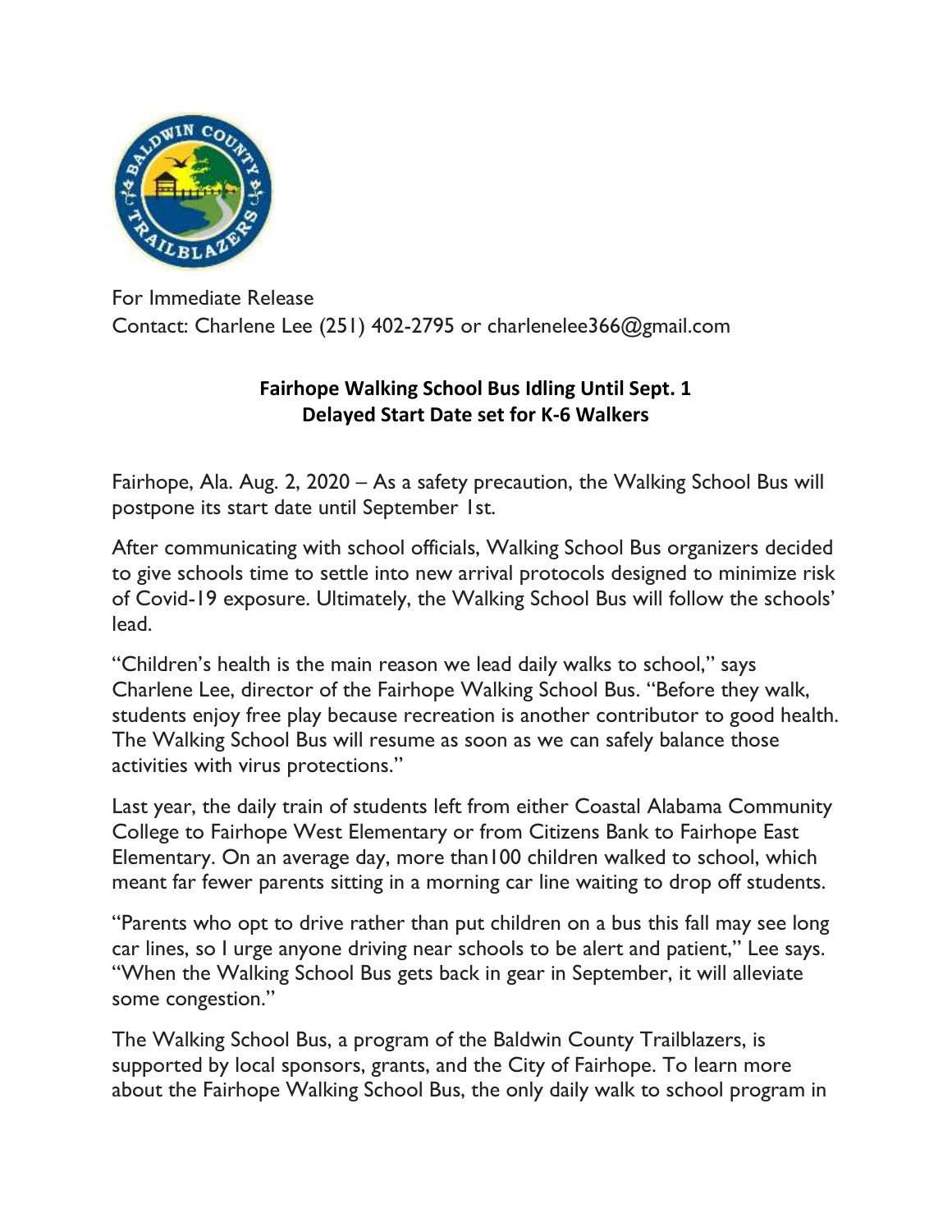For Immediate Release
Contact: Charlene Lee (251) 402-2795 or charlenelee366@gmail.com

**Fairhope Walking School Bus Idling Until Sept. 1**
**Delayed Start Date set for K-6 Walkers**

Fairhope, Ala. Aug. 2, 2020 – As a safety precaution, the Walking School Bus will postpone its start date until September 1st.

After communicating with school officials, Walking School Bus organizers decided to give schools time to settle into new arrival protocols designed to minimize risk of Covid-19 exposure. Ultimately, the Walking School Bus will follow the schools' lead.

"Children's health is the main reason we lead daily walks to school," says Charlene Lee, director of the Fairhope Walking School Bus. "Before they walk, students enjoy free play because recreation is another contributor to good health. The Walking School Bus will resume as soon as we can safely balance those activities with virus protections."

Last year, the daily train of students left from either Coastal Alabama Community College to Fairhope West Elementary or from Citizens Bank to Fairhope East Elementary. On an average day, more than100 children walked to school, which meant far fewer parents sitting in a morning car line waiting to drop off students.

"Parents who opt to drive rather than put children on a bus this fall may see long car lines, so I urge anyone driving near schools to be alert and patient," Lee says. "When the Walking School Bus gets back in gear in September, it will alleviate some congestion."

The Walking School Bus, a program of the Baldwin County Trailblazers, is supported by local sponsors, grants, and the City of Fairhope. To learn more about the Fairhope Walking School Bus, the only daily walk to school program in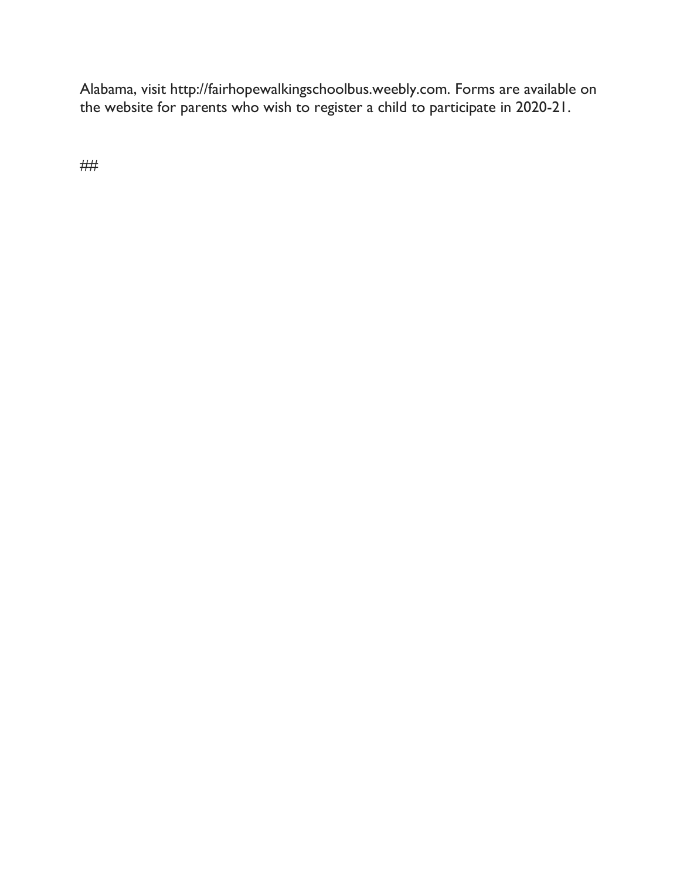Alabama, visit http://fairhopewalkingschoolbus.weebly.com. Forms are available on the website for parents who wish to register a child to participate in 2020-21.

##